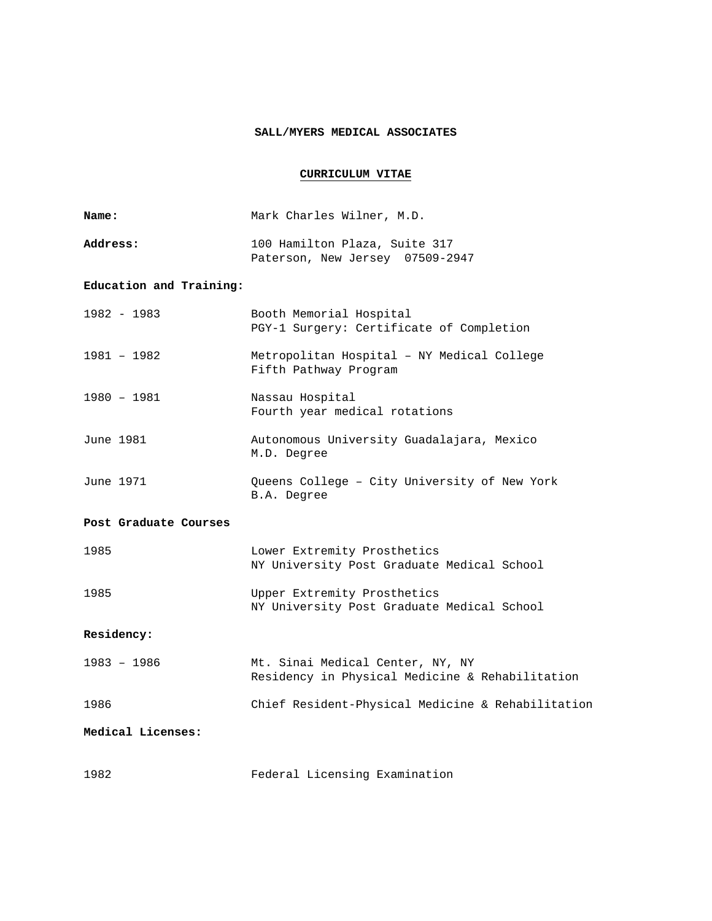**SALL/MYERS MEDICAL ASSOCIATES**

# CURRICULUM VITAE

**Name:** Mark Charles Wilner, M.D.

**Address:** 100 Hamilton Plaza, Suite 317
Paterson, New Jersey 07509-2947

**Education and Training:**

| | |
|---|---|
| 1982 - 1983 | Booth Memorial Hospital<br>PGY-1 Surgery: Certificate of Completion |
| 1981 – 1982 | Metropolitan Hospital – NY Medical College<br>Fifth Pathway Program |
| 1980 – 1981 | Nassau Hospital<br>Fourth year medical rotations |
| June 1981 | Autonomous University Guadalajara, Mexico<br>M.D. Degree |
| June 1971 | Queens College – City University of New York<br>B.A. Degree |

**Post Graduate Courses**

| | |
|---|---|
| 1985 | Lower Extremity Prosthetics<br>NY University Post Graduate Medical School |
| 1985 | Upper Extremity Prosthetics<br>NY University Post Graduate Medical School |

**Residency:**

| | |
|---|---|
| 1983 – 1986 | Mt. Sinai Medical Center, NY, NY<br>Residency in Physical Medicine & Rehabilitation |
| 1986 | Chief Resident-Physical Medicine & Rehabilitation |

**Medical Licenses:**

| | |
|---|---|
| 1982 | Federal Licensing Examination |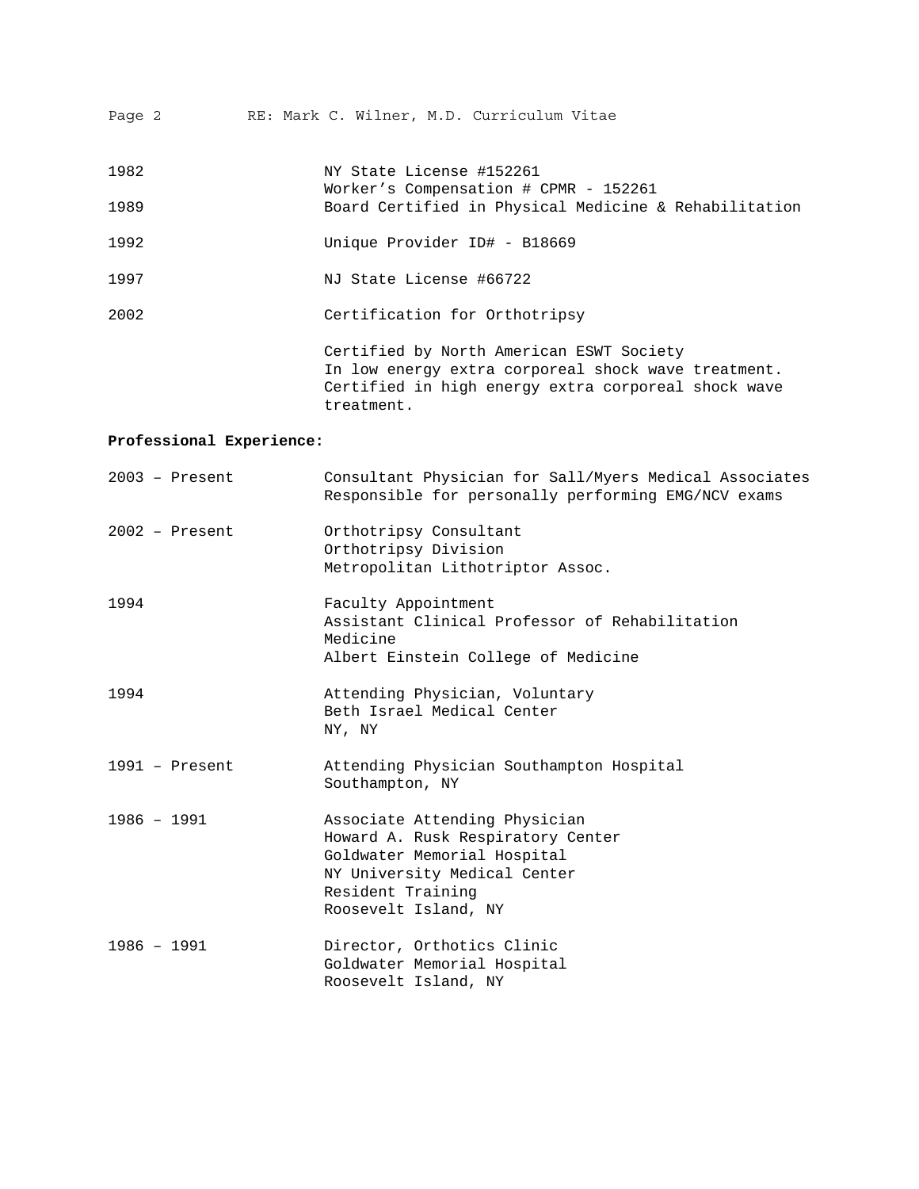| | |
|---|---|
| 1982 | NY State License #152261<br>Worker's Compensation # CPMR - 152261 |
| 1989 | Board Certified in Physical Medicine & Rehabilitation |
| 1992 | Unique Provider ID# - B18669 |
| 1997 | NJ State License #66722 |
| 2002 | Certification for Orthotripsy |
| | Certified by North American ESWT Society<br>In low energy extra corporeal shock wave treatment.<br>Certified in high energy extra corporeal shock wave treatment. |

**Professional Experience:**

| | |
|---|---|
| 2003 – Present | Consultant Physician for Sall/Myers Medical Associates<br>Responsible for personally performing EMG/NCV exams |
| 2002 – Present | Orthotripsy Consultant<br>Orthotripsy Division<br>Metropolitan Lithotriptor Assoc. |
| 1994 | Faculty Appointment<br>Assistant Clinical Professor of Rehabilitation Medicine<br>Albert Einstein College of Medicine |
| 1994 | Attending Physician, Voluntary<br>Beth Israel Medical Center<br>NY, NY |
| 1991 – Present | Attending Physician Southampton Hospital<br>Southampton, NY |
| 1986 – 1991 | Associate Attending Physician<br>Howard A. Rusk Respiratory Center<br>Goldwater Memorial Hospital<br>NY University Medical Center<br>Resident Training<br>Roosevelt Island, NY |
| 1986 – 1991 | Director, Orthotics Clinic<br>Goldwater Memorial Hospital<br>Roosevelt Island, NY |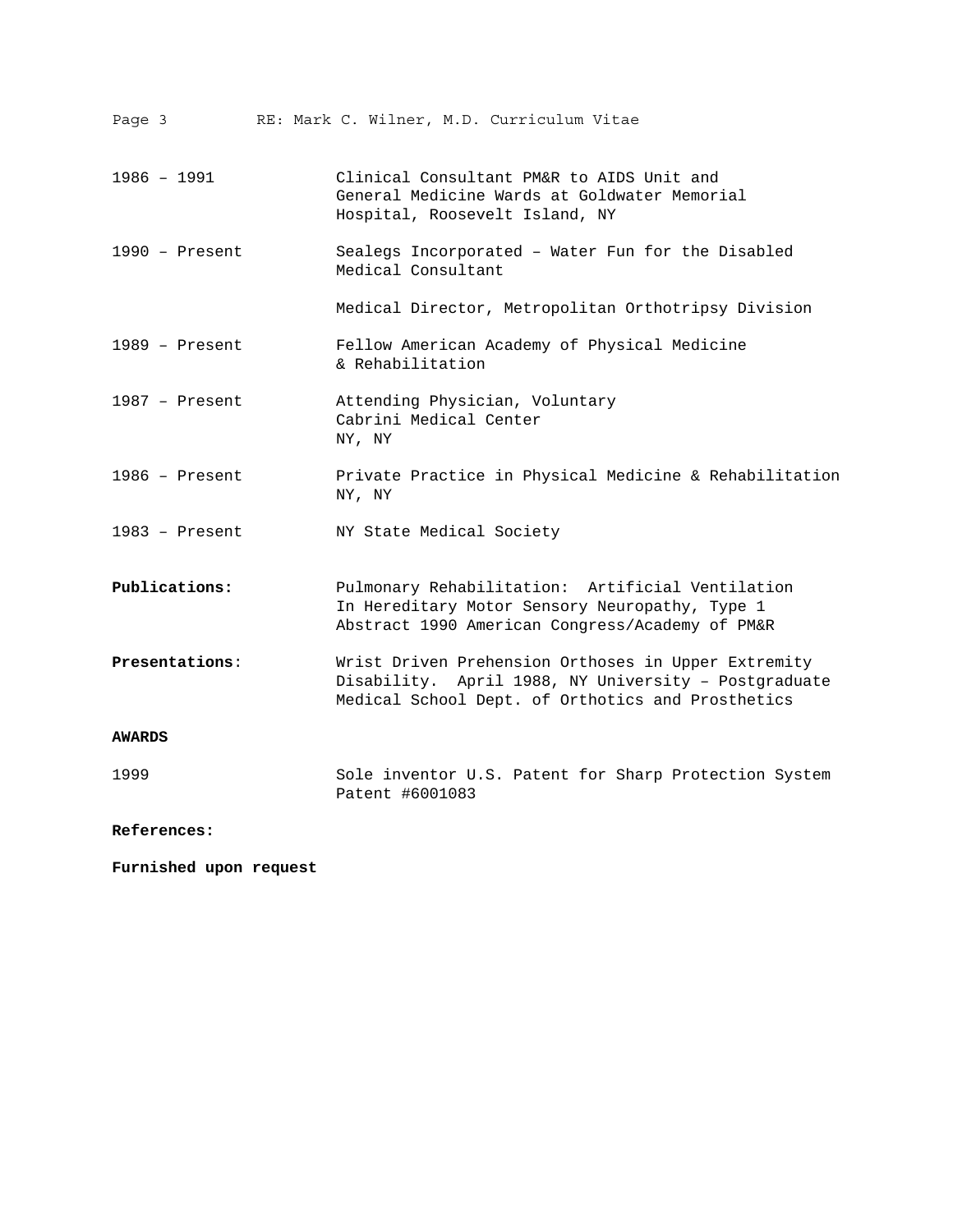| | |
|---|---|
| 1986 – 1991 | Clinical Consultant PM&R to AIDS Unit and General Medicine Wards at Goldwater Memorial Hospital, Roosevelt Island, NY |
| 1990 – Present | Sealegs Incorporated – Water Fun for the Disabled Medical Consultant |
| | Medical Director, Metropolitan Orthotripsy Division |
| 1989 – Present | Fellow American Academy of Physical Medicine & Rehabilitation |
| 1987 – Present | Attending Physician, Voluntary Cabrini Medical Center NY, NY |
| 1986 – Present | Private Practice in Physical Medicine & Rehabilitation NY, NY |
| 1983 – Present | NY State Medical Society |

**Publications:** Pulmonary Rehabilitation: Artificial Ventilation In Hereditary Motor Sensory Neuropathy, Type 1 Abstract 1990 American Congress/Academy of PM&R

**Presentations**: Wrist Driven Prehension Orthoses in Upper Extremity Disability. April 1988, NY University – Postgraduate Medical School Dept. of Orthotics and Prosthetics

**AWARDS**

1999 — Sole inventor U.S. Patent for Sharp Protection System Patent #6001083

**References:**

**Furnished upon request**